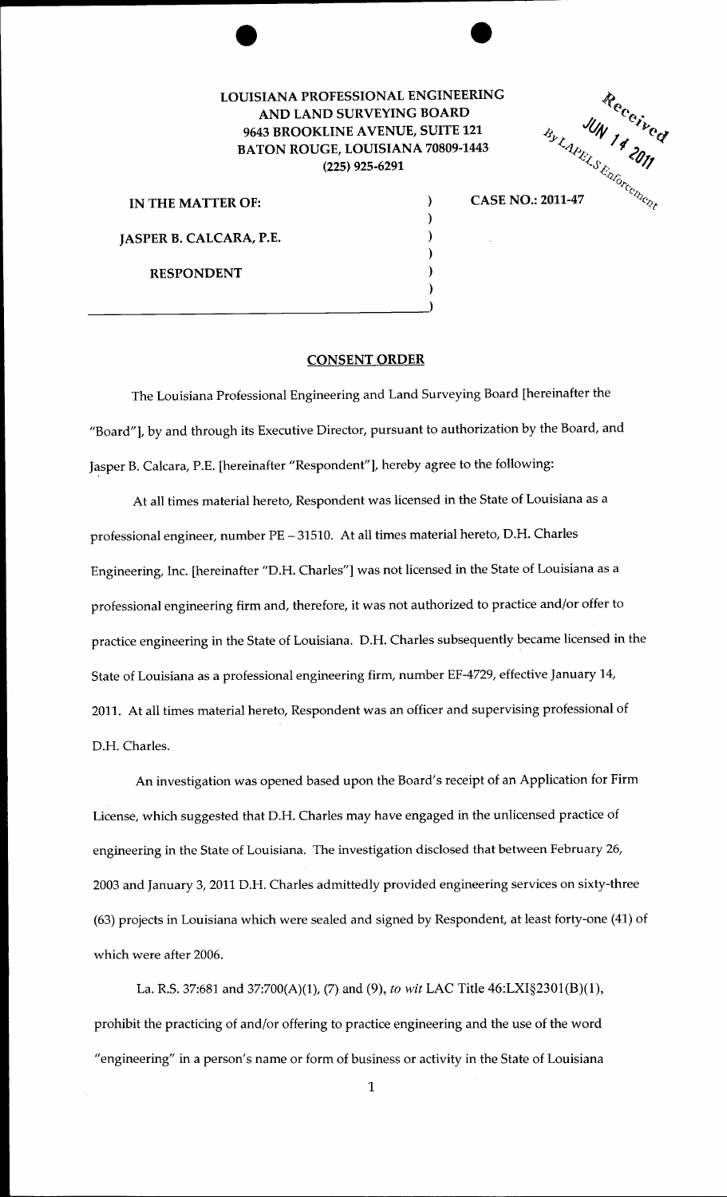**LOUISIANA PROFESSIONAL ENGINEERING AND LAND SURVEYING BOARD**
**9643 BROOKLINE AVENUE, SUITE 121**
**BATON ROUGE, LOUISIANA 70809-1443**
**(225) 925-6291**

Received
JUN 14 2011
By LAPELS Enforcement

| | |
|---|---|
| **IN THE MATTER OF:** | **CASE NO.: 2011-47** |
| **JASPER B. CALCARA, P.E.** | |
| **RESPONDENT** | |

## CONSENT ORDER

The Louisiana Professional Engineering and Land Surveying Board [hereinafter the "Board"], by and through its Executive Director, pursuant to authorization by the Board, and Jasper B. Calcara, P.E. [hereinafter "Respondent"], hereby agree to the following:

At all times material hereto, Respondent was licensed in the State of Louisiana as a professional engineer, number PE – 31510. At all times material hereto, D.H. Charles Engineering, Inc. [hereinafter "D.H. Charles"] was not licensed in the State of Louisiana as a professional engineering firm and, therefore, it was not authorized to practice and/or offer to practice engineering in the State of Louisiana. D.H. Charles subsequently became licensed in the State of Louisiana as a professional engineering firm, number EF-4729, effective January 14, 2011. At all times material hereto, Respondent was an officer and supervising professional of D.H. Charles.

An investigation was opened based upon the Board's receipt of an Application for Firm License, which suggested that D.H. Charles may have engaged in the unlicensed practice of engineering in the State of Louisiana. The investigation disclosed that between February 26, 2003 and January 3, 2011 D.H. Charles admittedly provided engineering services on sixty-three (63) projects in Louisiana which were sealed and signed by Respondent, at least forty-one (41) of which were after 2006.

La. R.S. 37:681 and 37:700(A)(1), (7) and (9), *to wit* LAC Title 46:LXI§2301(B)(1), prohibit the practicing of and/or offering to practice engineering and the use of the word "engineering" in a person's name or form of business or activity in the State of Louisiana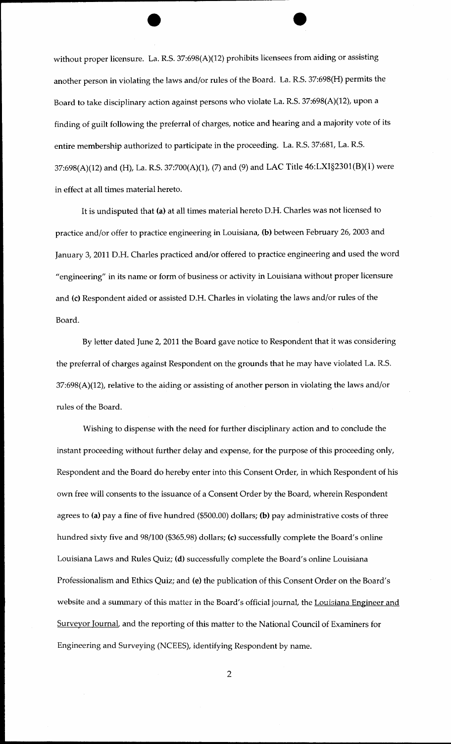without proper licensure. La. R.S. 37:698(A)(12) prohibits licensees from aiding or assisting another person in violating the laws and/or rules of the Board. La. R.S. 37:698(H) permits the Board to take disciplinary action against persons who violate La. R.S. 37:698(A)(12), upon a finding of guilt following the preferral of charges, notice and hearing and a majority vote of its entire membership authorized to participate in the proceeding. La. R.S. 37:681, La. R.S. 37:698(A)(12) and (H), La. R.S. 37:700(A)(1), (7) and (9) and LAC Title 46:LXI§2301(B)(1) were in effect at all times material hereto.

It is undisputed that **(a)** at all times material hereto D.H. Charles was not licensed to practice and/or offer to practice engineering in Louisiana, **(b)** between February 26, 2003 and January 3, 2011 D.H. Charles practiced and/or offered to practice engineering and used the word "engineering" in its name or form of business or activity in Louisiana without proper licensure and **(c)** Respondent aided or assisted D.H. Charles in violating the laws and/or rules of the Board.

By letter dated June 2, 2011 the Board gave notice to Respondent that it was considering the preferral of charges against Respondent on the grounds that he may have violated La. R.S. 37:698(A)(12), relative to the aiding or assisting of another person in violating the laws and/or rules of the Board.

Wishing to dispense with the need for further disciplinary action and to conclude the instant proceeding without further delay and expense, for the purpose of this proceeding only, Respondent and the Board do hereby enter into this Consent Order, in which Respondent of his own free will consents to the issuance of a Consent Order by the Board, wherein Respondent agrees to **(a)** pay a fine of five hundred ($500.00) dollars; **(b)** pay administrative costs of three hundred sixty five and 98/100 ($365.98) dollars; **(c)** successfully complete the Board's online Louisiana Laws and Rules Quiz; **(d)** successfully complete the Board's online Louisiana Professionalism and Ethics Quiz; and **(e)** the publication of this Consent Order on the Board's website and a summary of this matter in the Board's official journal, the Louisiana Engineer and Surveyor Journal, and the reporting of this matter to the National Council of Examiners for Engineering and Surveying (NCEES), identifying Respondent by name.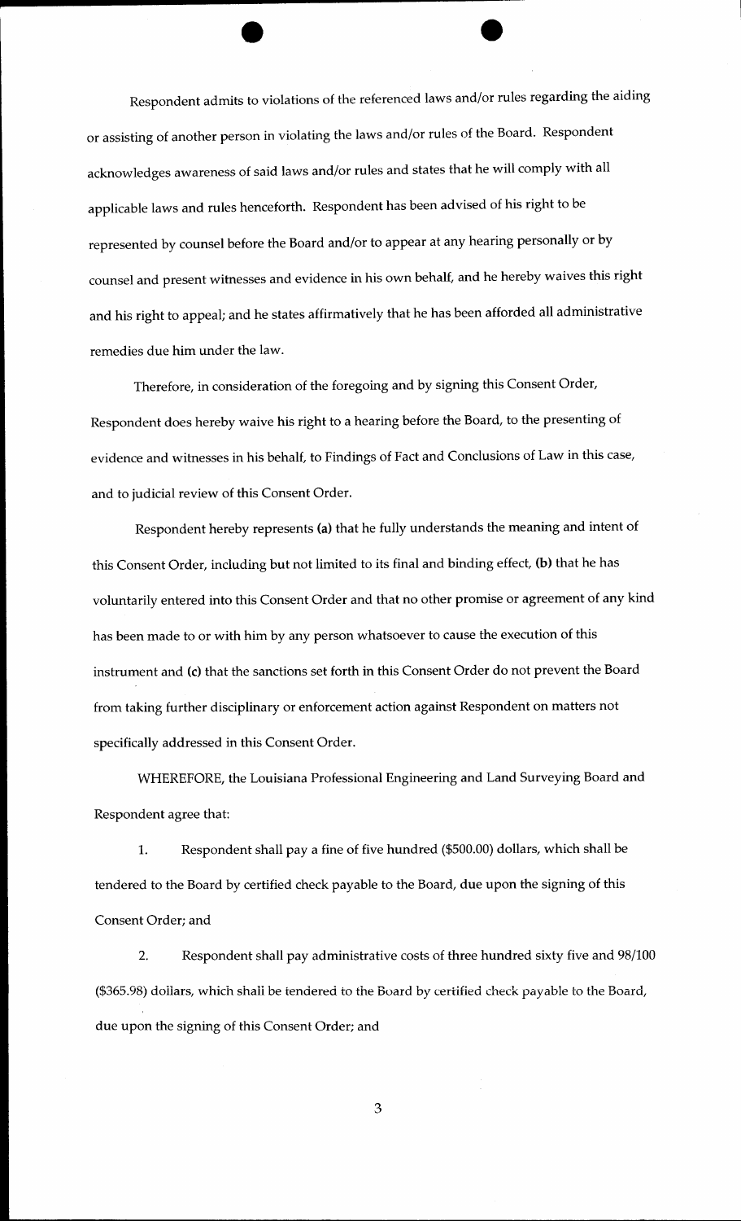Respondent admits to violations of the referenced laws and/or rules regarding the aiding or assisting of another person in violating the laws and/or rules of the Board. Respondent acknowledges awareness of said laws and/or rules and states that he will comply with all applicable laws and rules henceforth. Respondent has been advised of his right to be represented by counsel before the Board and/or to appear at any hearing personally or by counsel and present witnesses and evidence in his own behalf, and he hereby waives this right and his right to appeal; and he states affirmatively that he has been afforded all administrative remedies due him under the law.

Therefore, in consideration of the foregoing and by signing this Consent Order, Respondent does hereby waive his right to a hearing before the Board, to the presenting of evidence and witnesses in his behalf, to Findings of Fact and Conclusions of Law in this case, and to judicial review of this Consent Order.

Respondent hereby represents **(a)** that he fully understands the meaning and intent of this Consent Order, including but not limited to its final and binding effect, **(b)** that he has voluntarily entered into this Consent Order and that no other promise or agreement of any kind has been made to or with him by any person whatsoever to cause the execution of this instrument and **(c)** that the sanctions set forth in this Consent Order do not prevent the Board from taking further disciplinary or enforcement action against Respondent on matters not specifically addressed in this Consent Order.

WHEREFORE, the Louisiana Professional Engineering and Land Surveying Board and Respondent agree that:

1. Respondent shall pay a fine of five hundred ($500.00) dollars, which shall be tendered to the Board by certified check payable to the Board, due upon the signing of this Consent Order; and

2. Respondent shall pay administrative costs of three hundred sixty five and 98/100 ($365.98) dollars, which shall be tendered to the Board by certified check payable to the Board, due upon the signing of this Consent Order; and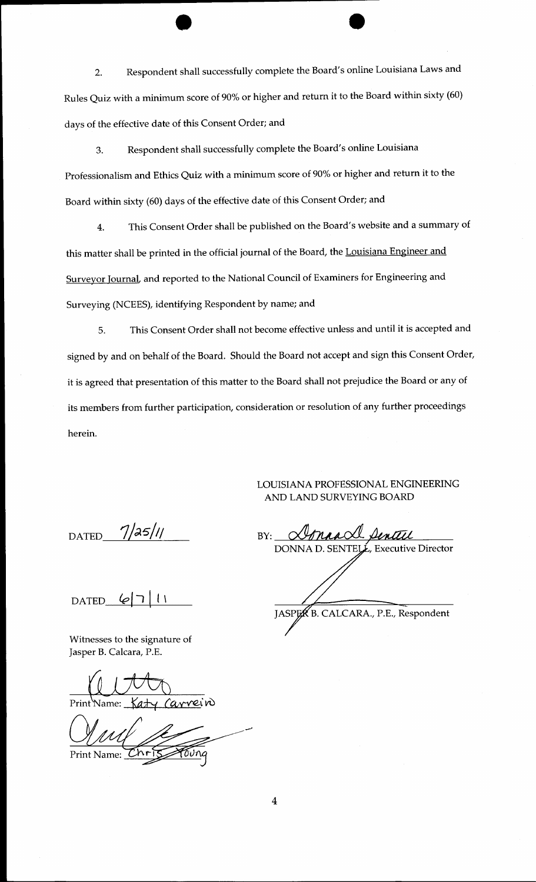2. Respondent shall successfully complete the Board's online Louisiana Laws and Rules Quiz with a minimum score of 90% or higher and return it to the Board within sixty (60) days of the effective date of this Consent Order; and

3. Respondent shall successfully complete the Board's online Louisiana Professionalism and Ethics Quiz with a minimum score of 90% or higher and return it to the Board within sixty (60) days of the effective date of this Consent Order; and

4. This Consent Order shall be published on the Board's website and a summary of this matter shall be printed in the official journal of the Board, the Louisiana Engineer and Surveyor Journal, and reported to the National Council of Examiners for Engineering and Surveying (NCEES), identifying Respondent by name; and

5. This Consent Order shall not become effective unless and until it is accepted and signed by and on behalf of the Board. Should the Board not accept and sign this Consent Order, it is agreed that presentation of this matter to the Board shall not prejudice the Board or any of its members from further participation, consideration or resolution of any further proceedings herein.

LOUISIANA PROFESSIONAL ENGINEERING AND LAND SURVEYING BOARD

DATED 7/25/11

BY: Donna D. Sentell
DONNA D. SENTELL, Executive Director

DATED 6/7/11

JASPER B. CALCARA., P.E., Respondent

Witnesses to the signature of Jasper B. Calcara, P.E.

Print Name: Katy Carreiro

Print Name: Chris Young